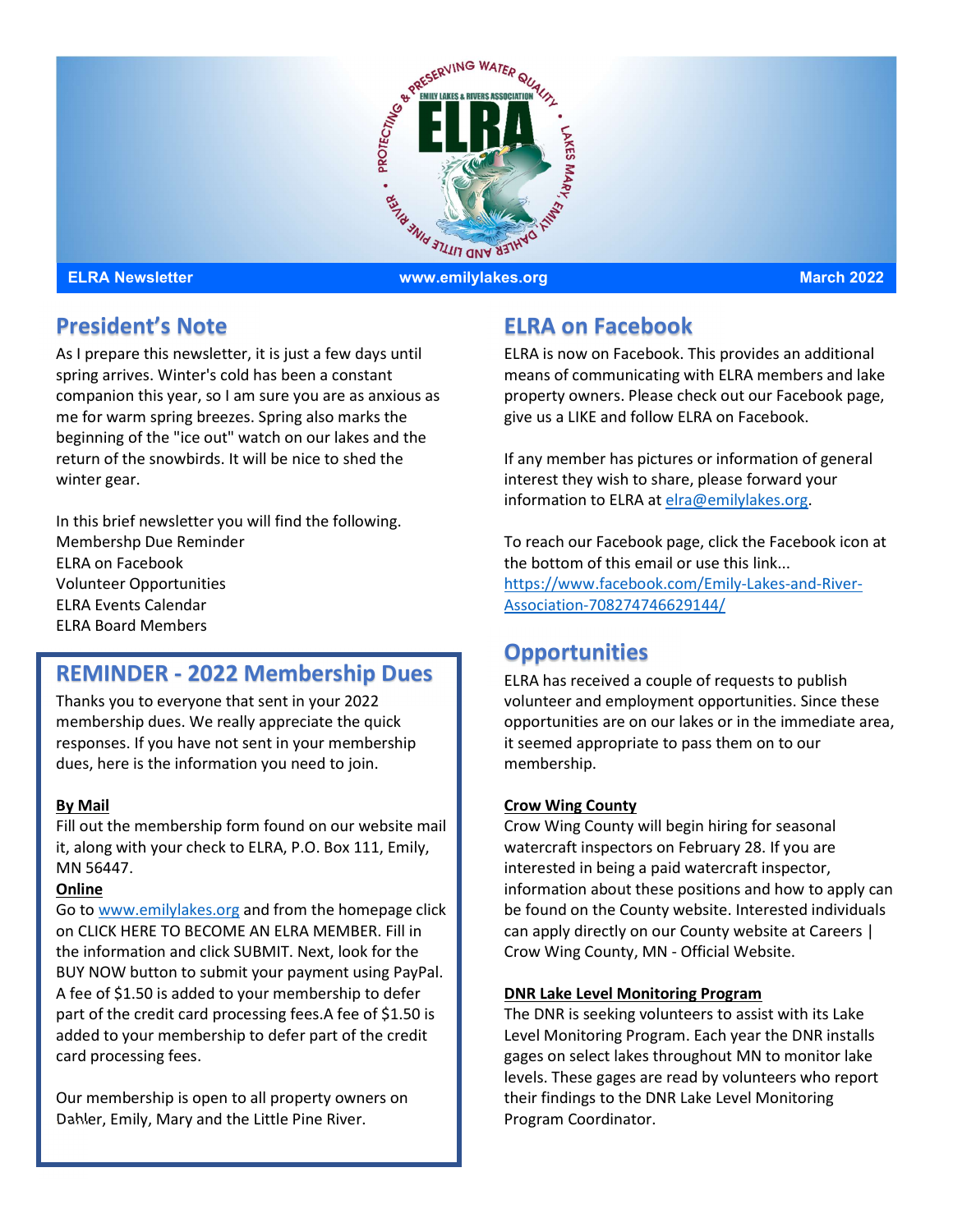ELRA Newsletter www.emilylakes.org March 2022

## President's Note

As I prepare this newsletter, it is just a few days until spring arrives. Winter's cold has been a constant companion this year, so I am sure you are as anxious as me for warm spring breezes. Spring also marks the beginning of the "ice out" watch on our lakes and the return of the snowbirds. It will be nice to shed the winter gear.

In this brief newsletter you will find the following.
Membershp Due Reminder
ELRA on Facebook
Volunteer Opportunities
ELRA Events Calendar
ELRA Board Members

## REMINDER - 2022 Membership Dues

Thanks you to everyone that sent in your 2022 membership dues. We really appreciate the quick responses. If you have not sent in your membership dues, here is the information you need to join.

**By Mail**
Fill out the membership form found on our website mail it, along with your check to ELRA, P.O. Box 111, Emily, MN 56447.

**Online**
Go to www.emilylakes.org and from the homepage click on CLICK HERE TO BECOME AN ELRA MEMBER. Fill in the information and click SUBMIT. Next, look for the BUY NOW button to submit your payment using PayPal. A fee of $1.50 is added to your membership to defer part of the credit card processing fees.A fee of $1.50 is added to your membership to defer part of the credit card processing fees.

Our membership is open to all property owners on Dahler, Emily, Mary and the Little Pine River.

## ELRA on Facebook

ELRA is now on Facebook. This provides an additional means of communicating with ELRA members and lake property owners. Please check out our Facebook page, give us a LIKE and follow ELRA on Facebook.

If any member has pictures or information of general interest they wish to share, please forward your information to ELRA at elra@emilylakes.org.

To reach our Facebook page, click the Facebook icon at the bottom of this email or use this link... https://www.facebook.com/Emily-Lakes-and-River-Association-708274746629144/

## Opportunities

ELRA has received a couple of requests to publish volunteer and employment opportunities. Since these opportunities are on our lakes or in the immediate area, it seemed appropriate to pass them on to our membership.

**Crow Wing County**
Crow Wing County will begin hiring for seasonal watercraft inspectors on February 28. If you are interested in being a paid watercraft inspector, information about these positions and how to apply can be found on the County website. Interested individuals can apply directly on our County website at Careers | Crow Wing County, MN - Official Website.

**DNR Lake Level Monitoring Program**
The DNR is seeking volunteers to assist with its Lake Level Monitoring Program. Each year the DNR installs gages on select lakes throughout MN to monitor lake levels. These gages are read by volunteers who report their findings to the DNR Lake Level Monitoring Program Coordinator.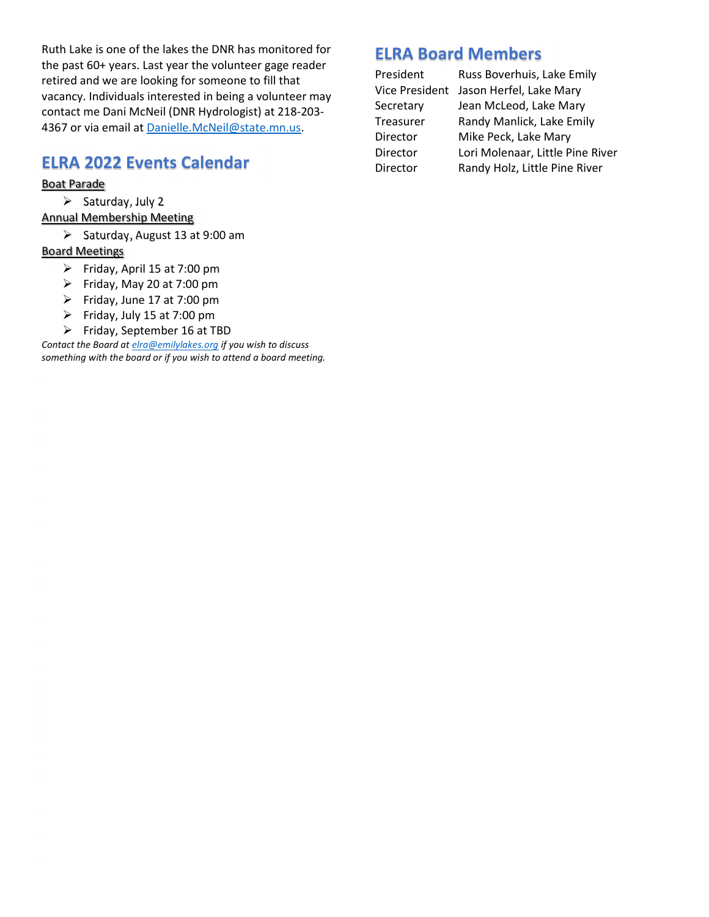Ruth Lake is one of the lakes the DNR has monitored for the past 60+ years. Last year the volunteer gage reader retired and we are looking for someone to fill that vacancy. Individuals interested in being a volunteer may contact me Dani McNeil (DNR Hydrologist) at 218-203-4367 or via email at Danielle.McNeil@state.mn.us.

## ELRA 2022 Events Calendar

Boat Parade

- Saturday, July 2

Annual Membership Meeting

- Saturday, August 13 at 9:00 am

Board Meetings

- Friday, April 15 at 7:00 pm
- Friday, May 20 at 7:00 pm
- Friday, June 17 at 7:00 pm
- Friday, July 15 at 7:00 pm
- Friday, September 16 at TBD

*Contact the Board at elra@emilylakes.org if you wish to discuss something with the board or if you wish to attend a board meeting.*

## ELRA Board Members

| | |
|---|---|
| President | Russ Boverhuis, Lake Emily |
| Vice President | Jason Herfel, Lake Mary |
| Secretary | Jean McLeod, Lake Mary |
| Treasurer | Randy Manlick, Lake Emily |
| Director | Mike Peck, Lake Mary |
| Director | Lori Molenaar, Little Pine River |
| Director | Randy Holz, Little Pine River |